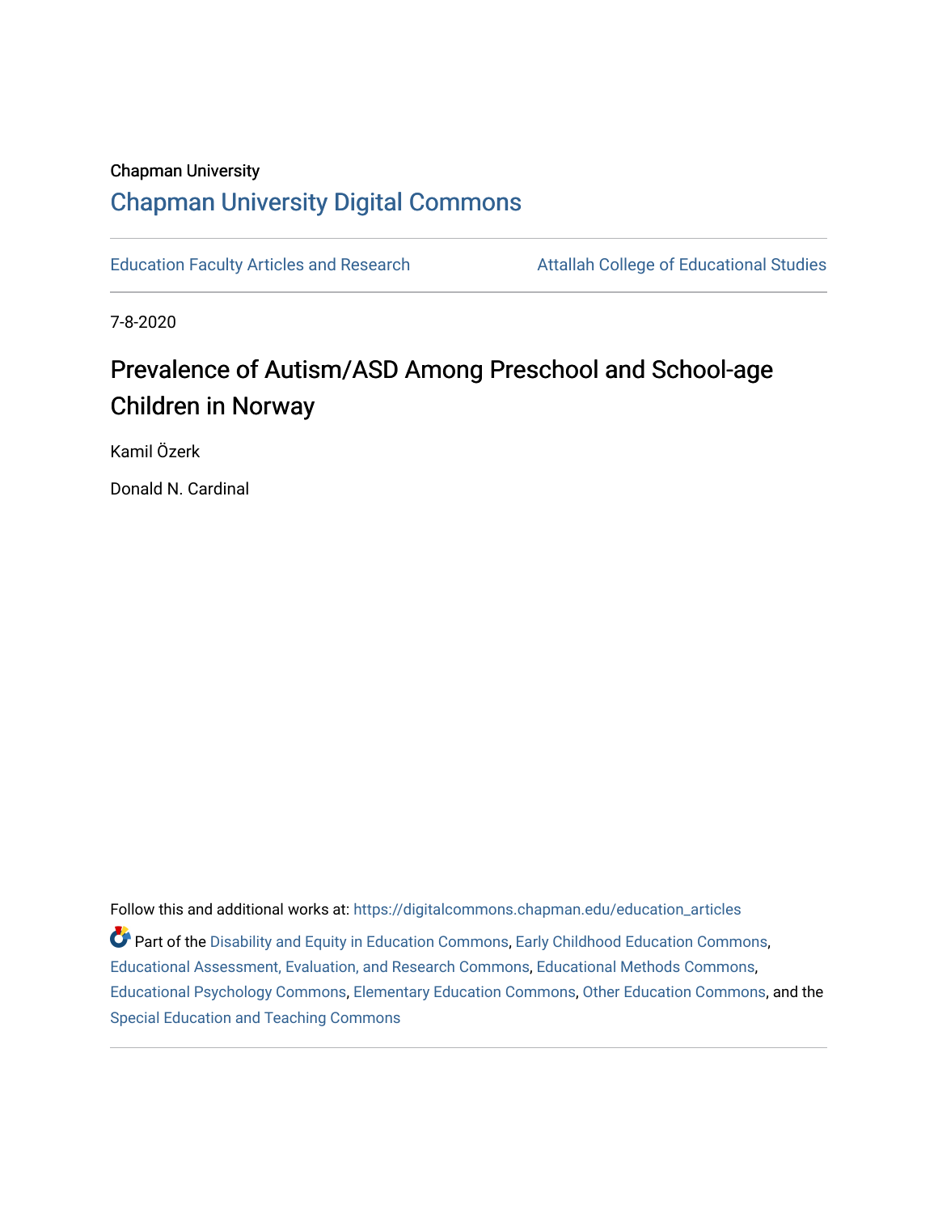Chapman University

## Chapman University Digital Commons

Education Faculty Articles and Research | Attallah College of Educational Studies

7-8-2020

# Prevalence of Autism/ASD Among Preschool and School-age Children in Norway

Kamil Özerk

Donald N. Cardinal

Follow this and additional works at: https://digitalcommons.chapman.edu/education_articles

Part of the Disability and Equity in Education Commons, Early Childhood Education Commons, Educational Assessment, Evaluation, and Research Commons, Educational Methods Commons, Educational Psychology Commons, Elementary Education Commons, Other Education Commons, and the Special Education and Teaching Commons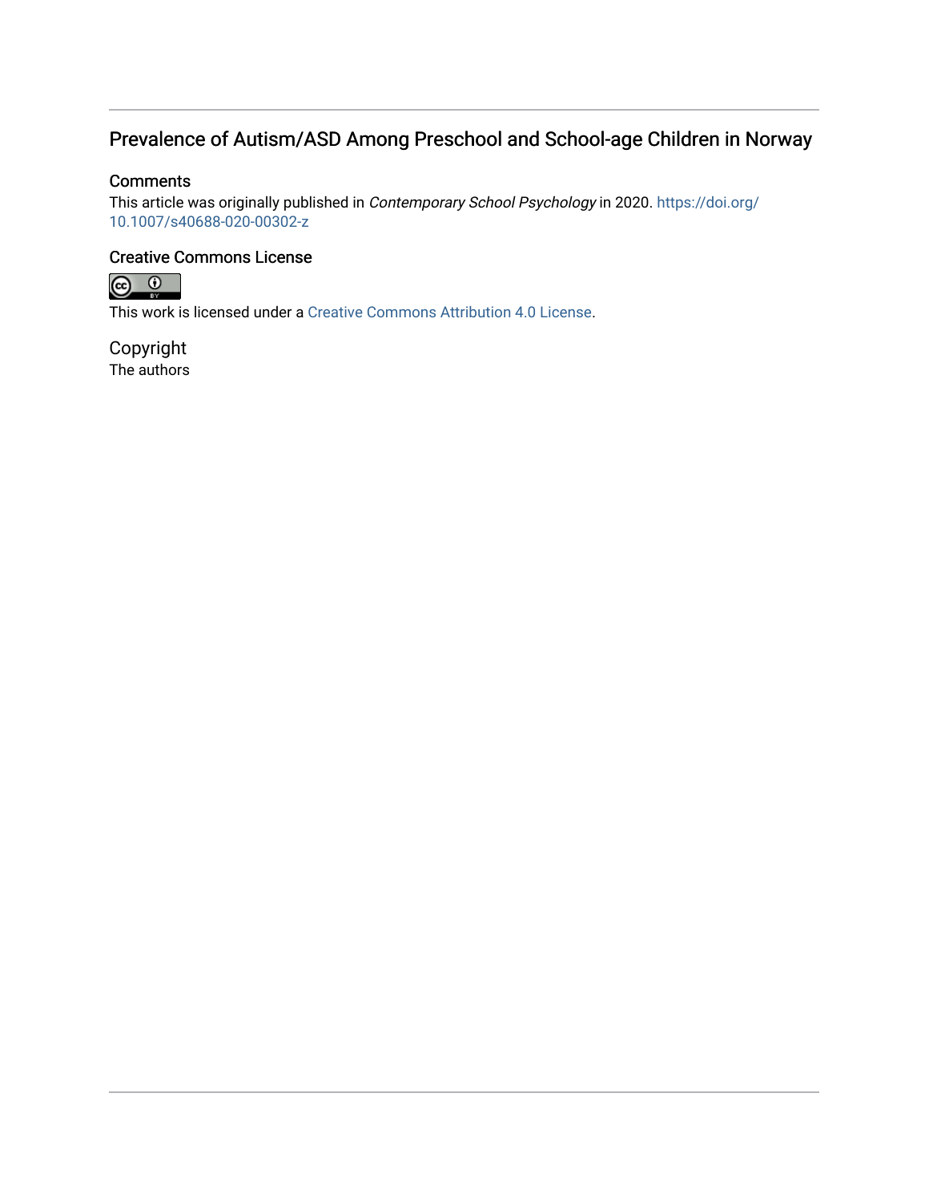# Prevalence of Autism/ASD Among Preschool and School-age Children in Norway

## Comments

This article was originally published in *Contemporary School Psychology* in 2020. https://doi.org/10.1007/s40688-020-00302-z

## Creative Commons License

This work is licensed under a Creative Commons Attribution 4.0 License.

## Copyright

The authors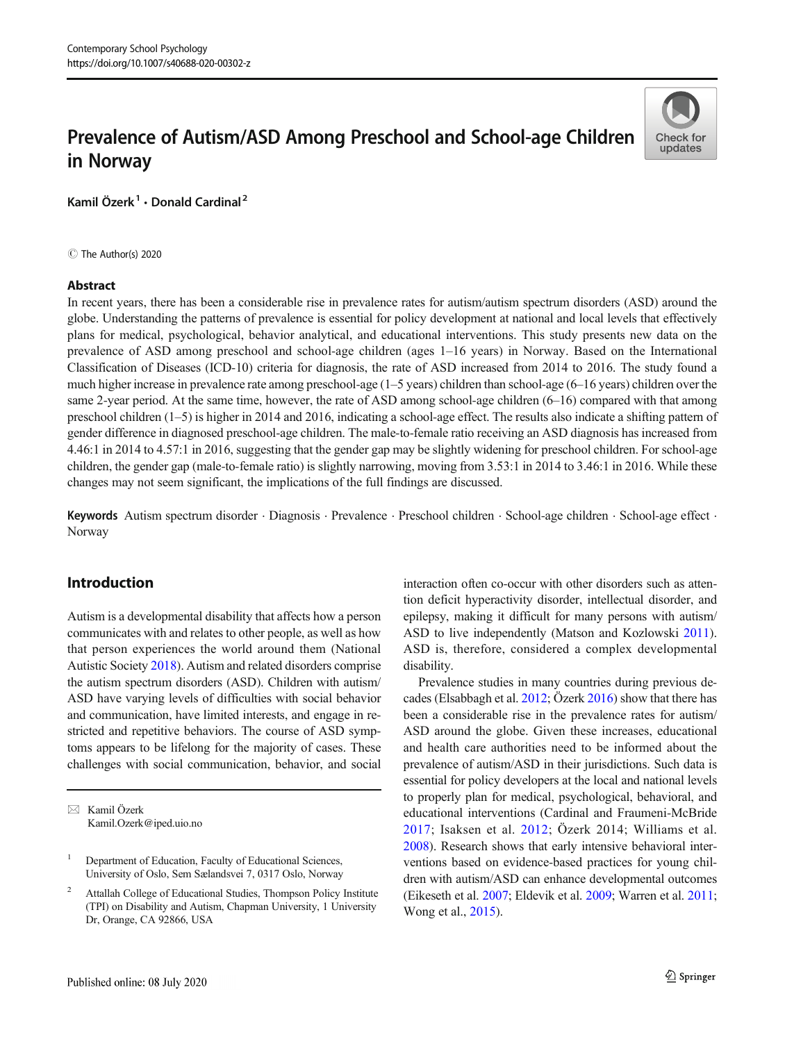# Prevalence of Autism/ASD Among Preschool and School-age Children in Norway

**Kamil Özerk**[1] · **Donald Cardinal**[2]

© The Author(s) 2020

## Abstract

In recent years, there has been a considerable rise in prevalence rates for autism/autism spectrum disorders (ASD) around the globe. Understanding the patterns of prevalence is essential for policy development at national and local levels that effectively plans for medical, psychological, behavior analytical, and educational interventions. This study presents new data on the prevalence of ASD among preschool and school-age children (ages 1–16 years) in Norway. Based on the International Classification of Diseases (ICD-10) criteria for diagnosis, the rate of ASD increased from 2014 to 2016. The study found a much higher increase in prevalence rate among preschool-age (1–5 years) children than school-age (6–16 years) children over the same 2-year period. At the same time, however, the rate of ASD among school-age children (6–16) compared with that among preschool children (1–5) is higher in 2014 and 2016, indicating a school-age effect. The results also indicate a shifting pattern of gender difference in diagnosed preschool-age children. The male-to-female ratio receiving an ASD diagnosis has increased from 4.46:1 in 2014 to 4.57:1 in 2016, suggesting that the gender gap may be slightly widening for preschool children. For school-age children, the gender gap (male-to-female ratio) is slightly narrowing, moving from 3.53:1 in 2014 to 3.46:1 in 2016. While these changes may not seem significant, the implications of the full findings are discussed.

**Keywords** Autism spectrum disorder · Diagnosis · Prevalence · Preschool children · School-age children · School-age effect · Norway

## Introduction

Autism is a developmental disability that affects how a person communicates with and relates to other people, as well as how that person experiences the world around them (National Autistic Society 2018). Autism and related disorders comprise the autism spectrum disorders (ASD). Children with autism/ASD have varying levels of difficulties with social behavior and communication, have limited interests, and engage in restricted and repetitive behaviors. The course of ASD symptoms appears to be lifelong for the majority of cases. These challenges with social communication, behavior, and social interaction often co-occur with other disorders such as attention deficit hyperactivity disorder, intellectual disorder, and epilepsy, making it difficult for many persons with autism/ASD to live independently (Matson and Kozlowski 2011). ASD is, therefore, considered a complex developmental disability.

Prevalence studies in many countries during previous decades (Elsabbagh et al. 2012; Özerk 2016) show that there has been a considerable rise in the prevalence rates for autism/ASD around the globe. Given these increases, educational and health care authorities need to be informed about the prevalence of autism/ASD in their jurisdictions. Such data is essential for policy developers at the local and national levels to properly plan for medical, psychological, behavioral, and educational interventions (Cardinal and Fraumeni-McBride 2017; Isaksen et al. 2012; Özerk 2014; Williams et al. 2008). Research shows that early intensive behavioral interventions based on evidence-based practices for young children with autism/ASD can enhance developmental outcomes (Eikeseth et al. 2007; Eldevik et al. 2009; Warren et al. 2011; Wong et al., 2015).

---

✉ Kamil Özerk
Kamil.Ozerk@iped.uio.no

[1] Department of Education, Faculty of Educational Sciences, University of Oslo, Sem Sælandsvei 7, 0317 Oslo, Norway

[2] Attallah College of Educational Studies, Thompson Policy Institute (TPI) on Disability and Autism, Chapman University, 1 University Dr, Orange, CA 92866, USA

Published online: 08 July 2020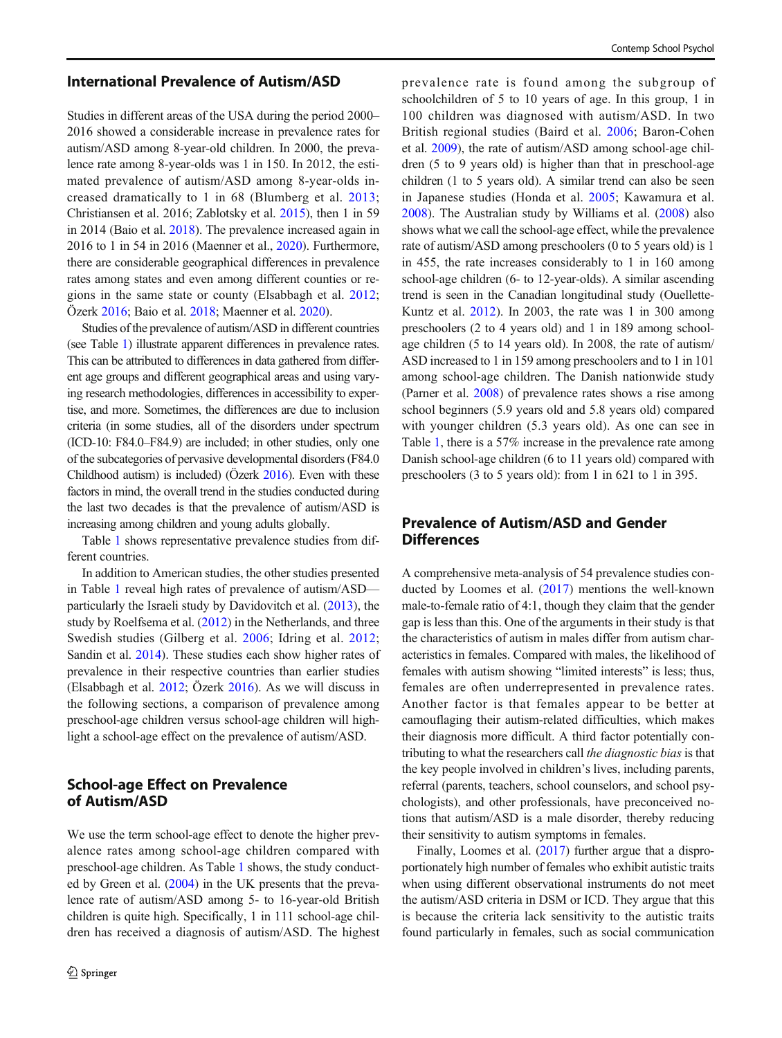## International Prevalence of Autism/ASD

Studies in different areas of the USA during the period 2000–2016 showed a considerable increase in prevalence rates for autism/ASD among 8-year-old children. In 2000, the prevalence rate among 8-year-olds was 1 in 150. In 2012, the estimated prevalence of autism/ASD among 8-year-olds increased dramatically to 1 in 68 (Blumberg et al. 2013; Christiansen et al. 2016; Zablotsky et al. 2015), then 1 in 59 in 2014 (Baio et al. 2018). The prevalence increased again in 2016 to 1 in 54 in 2016 (Maenner et al., 2020). Furthermore, there are considerable geographical differences in prevalence rates among states and even among different counties or regions in the same state or county (Elsabbagh et al. 2012; Özerk 2016; Baio et al. 2018; Maenner et al. 2020).

Studies of the prevalence of autism/ASD in different countries (see Table 1) illustrate apparent differences in prevalence rates. This can be attributed to differences in data gathered from different age groups and different geographical areas and using varying research methodologies, differences in accessibility to expertise, and more. Sometimes, the differences are due to inclusion criteria (in some studies, all of the disorders under spectrum (ICD-10: F84.0–F84.9) are included; in other studies, only one of the subcategories of pervasive developmental disorders (F84.0 Childhood autism) is included) (Özerk 2016). Even with these factors in mind, the overall trend in the studies conducted during the last two decades is that the prevalence of autism/ASD is increasing among children and young adults globally.

Table 1 shows representative prevalence studies from different countries.

In addition to American studies, the other studies presented in Table 1 reveal high rates of prevalence of autism/ASD—particularly the Israeli study by Davidovitch et al. (2013), the study by Roelfsema et al. (2012) in the Netherlands, and three Swedish studies (Gilberg et al. 2006; Idring et al. 2012; Sandin et al. 2014). These studies each show higher rates of prevalence in their respective countries than earlier studies (Elsabbagh et al. 2012; Özerk 2016). As we will discuss in the following sections, a comparison of prevalence among preschool-age children versus school-age children will highlight a school-age effect on the prevalence of autism/ASD.

## School-age Effect on Prevalence of Autism/ASD

We use the term school-age effect to denote the higher prevalence rates among school-age children compared with preschool-age children. As Table 1 shows, the study conducted by Green et al. (2004) in the UK presents that the prevalence rate of autism/ASD among 5- to 16-year-old British children is quite high. Specifically, 1 in 111 school-age children has received a diagnosis of autism/ASD. The highest prevalence rate is found among the subgroup of schoolchildren of 5 to 10 years of age. In this group, 1 in 100 children was diagnosed with autism/ASD. In two British regional studies (Baird et al. 2006; Baron-Cohen et al. 2009), the rate of autism/ASD among school-age children (5 to 9 years old) is higher than that in preschool-age children (1 to 5 years old). A similar trend can also be seen in Japanese studies (Honda et al. 2005; Kawamura et al. 2008). The Australian study by Williams et al. (2008) also shows what we call the school-age effect, while the prevalence rate of autism/ASD among preschoolers (0 to 5 years old) is 1 in 455, the rate increases considerably to 1 in 160 among school-age children (6- to 12-year-olds). A similar ascending trend is seen in the Canadian longitudinal study (Ouellette-Kuntz et al. 2012). In 2003, the rate was 1 in 300 among preschoolers (2 to 4 years old) and 1 in 189 among school-age children (5 to 14 years old). In 2008, the rate of autism/ASD increased to 1 in 159 among preschoolers and to 1 in 101 among school-age children. The Danish nationwide study (Parner et al. 2008) of prevalence rates shows a rise among school beginners (5.9 years old and 5.8 years old) compared with younger children (5.3 years old). As one can see in Table 1, there is a 57% increase in the prevalence rate among Danish school-age children (6 to 11 years old) compared with preschoolers (3 to 5 years old): from 1 in 621 to 1 in 395.

## Prevalence of Autism/ASD and Gender Differences

A comprehensive meta-analysis of 54 prevalence studies conducted by Loomes et al. (2017) mentions the well-known male-to-female ratio of 4:1, though they claim that the gender gap is less than this. One of the arguments in their study is that the characteristics of autism in males differ from autism characteristics in females. Compared with males, the likelihood of females with autism showing "limited interests" is less; thus, females are often underrepresented in prevalence rates. Another factor is that females appear to be better at camouflaging their autism-related difficulties, which makes their diagnosis more difficult. A third factor potentially contributing to what the researchers call *the diagnostic bias* is that the key people involved in children's lives, including parents, referral (parents, teachers, school counselors, and school psychologists), and other professionals, have preconceived notions that autism/ASD is a male disorder, thereby reducing their sensitivity to autism symptoms in females.

Finally, Loomes et al. (2017) further argue that a disproportionately high number of females who exhibit autistic traits when using different observational instruments do not meet the autism/ASD criteria in DSM or ICD. They argue that this is because the criteria lack sensitivity to the autistic traits found particularly in females, such as social communication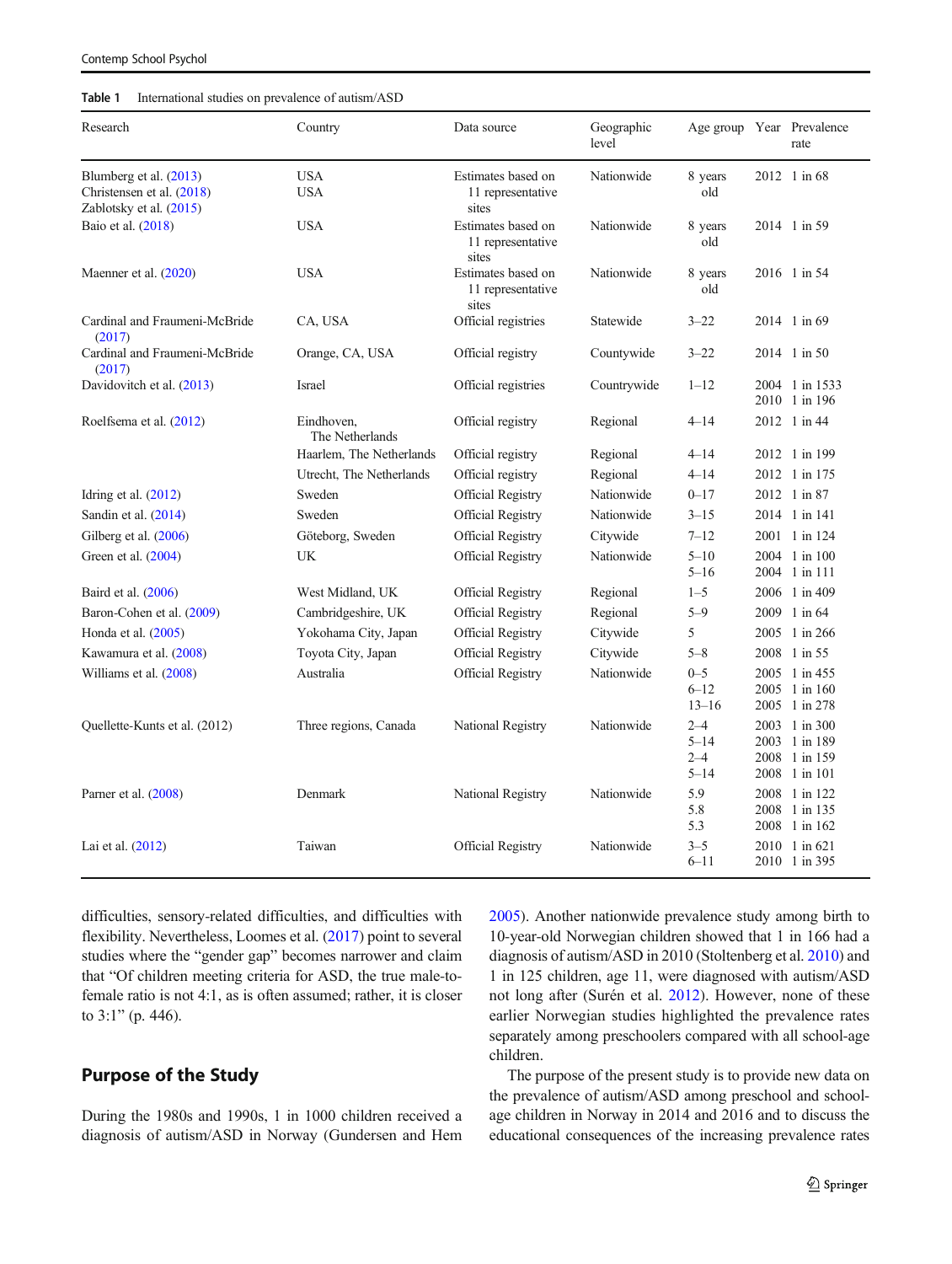Table 1 International studies on prevalence of autism/ASD

| Research | Country | Data source | Geographic level | Age group | Year | Prevalence rate |
|---|---|---|---|---|---|---|
| Blumberg et al. (2013)<br>Christensen et al. (2018)<br>Zablotsky et al. (2015) | USA<br>USA | Estimates based on 11 representative sites | Nationwide | 8 years old | 2012 | 1 in 68 |
| Baio et al. (2018) | USA | Estimates based on 11 representative sites | Nationwide | 8 years old | 2014 | 1 in 59 |
| Maenner et al. (2020) | USA | Estimates based on 11 representative sites | Nationwide | 8 years old | 2016 | 1 in 54 |
| Cardinal and Fraumeni-McBride (2017) | CA, USA | Official registries | Statewide | 3–22 | 2014 | 1 in 69 |
| Cardinal and Fraumeni-McBride (2017) | Orange, CA, USA | Official registry | Countywide | 3–22 | 2014 | 1 in 50 |
| Davidovitch et al. (2013) | Israel | Official registries | Countrywide | 1–12 | 2004<br>2010 | 1 in 1533<br>1 in 196 |
| Roelfsema et al. (2012) | Eindhoven, The Netherlands | Official registry | Regional | 4–14 | 2012 | 1 in 44 |
| | Haarlem, The Netherlands | Official registry | Regional | 4–14 | 2012 | 1 in 199 |
| | Utrecht, The Netherlands | Official registry | Regional | 4–14 | 2012 | 1 in 175 |
| Idring et al. (2012) | Sweden | Official Registry | Nationwide | 0–17 | 2012 | 1 in 87 |
| Sandin et al. (2014) | Sweden | Official Registry | Nationwide | 3–15 | 2014 | 1 in 141 |
| Gilberg et al. (2006) | Göteborg, Sweden | Official Registry | Citywide | 7–12 | 2001 | 1 in 124 |
| Green et al. (2004) | UK | Official Registry | Nationwide | 5–10<br>5–16 | 2004<br>2004 | 1 in 100<br>1 in 111 |
| Baird et al. (2006) | West Midland, UK | Official Registry | Regional | 1–5 | 2006 | 1 in 409 |
| Baron-Cohen et al. (2009) | Cambridgeshire, UK | Official Registry | Regional | 5–9 | 2009 | 1 in 64 |
| Honda et al. (2005) | Yokohama City, Japan | Official Registry | Citywide | 5 | 2005 | 1 in 266 |
| Kawamura et al. (2008) | Toyota City, Japan | Official Registry | Citywide | 5–8 | 2008 | 1 in 55 |
| Williams et al. (2008) | Australia | Official Registry | Nationwide | 0–5<br>6–12<br>13–16 | 2005<br>2005<br>2005 | 1 in 455<br>1 in 160<br>1 in 278 |
| Quellette-Kunts et al. (2012) | Three regions, Canada | National Registry | Nationwide | 2–4<br>5–14<br>2–4<br>5–14 | 2003<br>2003<br>2008<br>2008 | 1 in 300<br>1 in 189<br>1 in 159<br>1 in 101 |
| Parner et al. (2008) | Denmark | National Registry | Nationwide | 5.9<br>5.8<br>5.3 | 2008<br>2008<br>2008 | 1 in 122<br>1 in 135<br>1 in 162 |
| Lai et al. (2012) | Taiwan | Official Registry | Nationwide | 3–5<br>6–11 | 2010<br>2010 | 1 in 621<br>1 in 395 |

difficulties, sensory-related difficulties, and difficulties with flexibility. Nevertheless, Loomes et al. (2017) point to several studies where the "gender gap" becomes narrower and claim that "Of children meeting criteria for ASD, the true male-to-female ratio is not 4:1, as is often assumed; rather, it is closer to 3:1" (p. 446).

## Purpose of the Study

During the 1980s and 1990s, 1 in 1000 children received a diagnosis of autism/ASD in Norway (Gundersen and Hem 2005). Another nationwide prevalence study among birth to 10-year-old Norwegian children showed that 1 in 166 had a diagnosis of autism/ASD in 2010 (Stoltenberg et al. 2010) and 1 in 125 children, age 11, were diagnosed with autism/ASD not long after (Surén et al. 2012). However, none of these earlier Norwegian studies highlighted the prevalence rates separately among preschoolers compared with all school-age children.

The purpose of the present study is to provide new data on the prevalence of autism/ASD among preschool and school-age children in Norway in 2014 and 2016 and to discuss the educational consequences of the increasing prevalence rates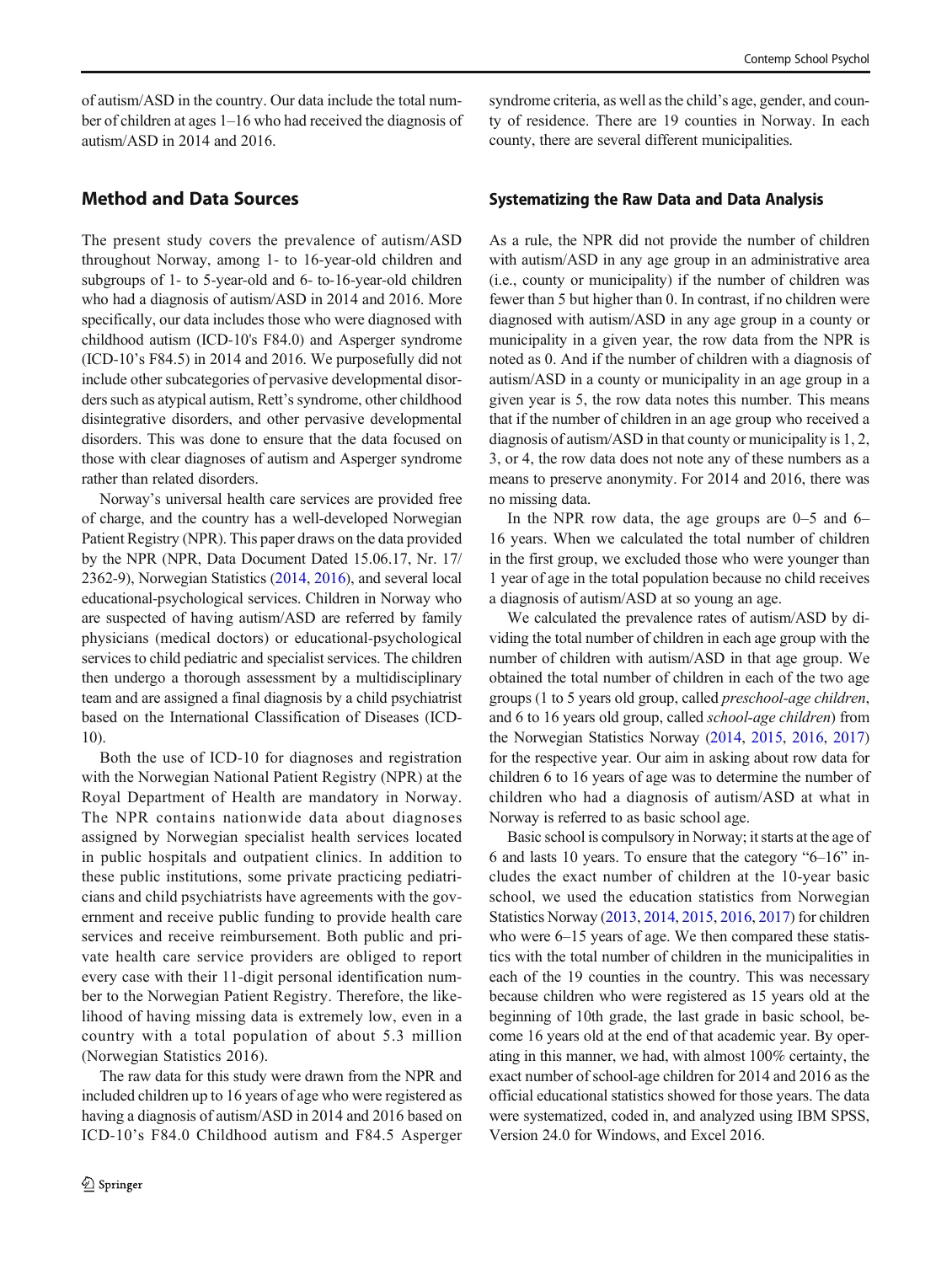of autism/ASD in the country. Our data include the total number of children at ages 1–16 who had received the diagnosis of autism/ASD in 2014 and 2016.

## Method and Data Sources

The present study covers the prevalence of autism/ASD throughout Norway, among 1- to 16-year-old children and subgroups of 1- to 5-year-old and 6- to-16-year-old children who had a diagnosis of autism/ASD in 2014 and 2016. More specifically, our data includes those who were diagnosed with childhood autism (ICD-10's F84.0) and Asperger syndrome (ICD-10's F84.5) in 2014 and 2016. We purposefully did not include other subcategories of pervasive developmental disorders such as atypical autism, Rett's syndrome, other childhood disintegrative disorders, and other pervasive developmental disorders. This was done to ensure that the data focused on those with clear diagnoses of autism and Asperger syndrome rather than related disorders.

Norway's universal health care services are provided free of charge, and the country has a well-developed Norwegian Patient Registry (NPR). This paper draws on the data provided by the NPR (NPR, Data Document Dated 15.06.17, Nr. 17/2362-9), Norwegian Statistics (2014, 2016), and several local educational-psychological services. Children in Norway who are suspected of having autism/ASD are referred by family physicians (medical doctors) or educational-psychological services to child pediatric and specialist services. The children then undergo a thorough assessment by a multidisciplinary team and are assigned a final diagnosis by a child psychiatrist based on the International Classification of Diseases (ICD-10).

Both the use of ICD-10 for diagnoses and registration with the Norwegian National Patient Registry (NPR) at the Royal Department of Health are mandatory in Norway. The NPR contains nationwide data about diagnoses assigned by Norwegian specialist health services located in public hospitals and outpatient clinics. In addition to these public institutions, some private practicing pediatricians and child psychiatrists have agreements with the government and receive public funding to provide health care services and receive reimbursement. Both public and private health care service providers are obliged to report every case with their 11-digit personal identification number to the Norwegian Patient Registry. Therefore, the likelihood of having missing data is extremely low, even in a country with a total population of about 5.3 million (Norwegian Statistics 2016).

The raw data for this study were drawn from the NPR and included children up to 16 years of age who were registered as having a diagnosis of autism/ASD in 2014 and 2016 based on ICD-10's F84.0 Childhood autism and F84.5 Asperger syndrome criteria, as well as the child's age, gender, and county of residence. There are 19 counties in Norway. In each county, there are several different municipalities.

### Systematizing the Raw Data and Data Analysis

As a rule, the NPR did not provide the number of children with autism/ASD in any age group in an administrative area (i.e., county or municipality) if the number of children was fewer than 5 but higher than 0. In contrast, if no children were diagnosed with autism/ASD in any age group in a county or municipality in a given year, the row data from the NPR is noted as 0. And if the number of children with a diagnosis of autism/ASD in a county or municipality in an age group in a given year is 5, the row data notes this number. This means that if the number of children in an age group who received a diagnosis of autism/ASD in that county or municipality is 1, 2, 3, or 4, the row data does not note any of these numbers as a means to preserve anonymity. For 2014 and 2016, there was no missing data.

In the NPR row data, the age groups are 0–5 and 6–16 years. When we calculated the total number of children in the first group, we excluded those who were younger than 1 year of age in the total population because no child receives a diagnosis of autism/ASD at so young an age.

We calculated the prevalence rates of autism/ASD by dividing the total number of children in each age group with the number of children with autism/ASD in that age group. We obtained the total number of children in each of the two age groups (1 to 5 years old group, called *preschool-age children*, and 6 to 16 years old group, called *school-age children*) from the Norwegian Statistics Norway (2014, 2015, 2016, 2017) for the respective year. Our aim in asking about row data for children 6 to 16 years of age was to determine the number of children who had a diagnosis of autism/ASD at what in Norway is referred to as basic school age.

Basic school is compulsory in Norway; it starts at the age of 6 and lasts 10 years. To ensure that the category "6–16" includes the exact number of children at the 10-year basic school, we used the education statistics from Norwegian Statistics Norway (2013, 2014, 2015, 2016, 2017) for children who were 6–15 years of age. We then compared these statistics with the total number of children in the municipalities in each of the 19 counties in the country. This was necessary because children who were registered as 15 years old at the beginning of 10th grade, the last grade in basic school, become 16 years old at the end of that academic year. By operating in this manner, we had, with almost 100% certainty, the exact number of school-age children for 2014 and 2016 as the official educational statistics showed for those years. The data were systematized, coded in, and analyzed using IBM SPSS, Version 24.0 for Windows, and Excel 2016.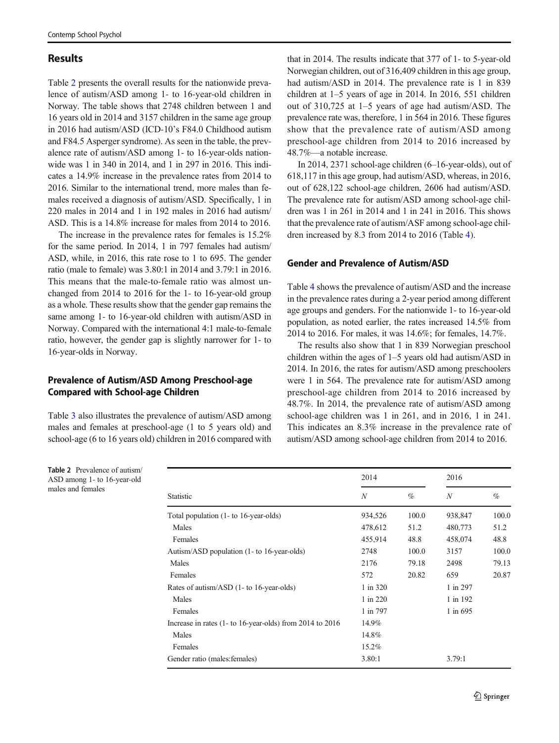## Results

Table 2 presents the overall results for the nationwide prevalence of autism/ASD among 1- to 16-year-old children in Norway. The table shows that 2748 children between 1 and 16 years old in 2014 and 3157 children in the same age group in 2016 had autism/ASD (ICD-10's F84.0 Childhood autism and F84.5 Asperger syndrome). As seen in the table, the prevalence rate of autism/ASD among 1- to 16-year-olds nationwide was 1 in 340 in 2014, and 1 in 297 in 2016. This indicates a 14.9% increase in the prevalence rates from 2014 to 2016. Similar to the international trend, more males than females received a diagnosis of autism/ASD. Specifically, 1 in 220 males in 2014 and 1 in 192 males in 2016 had autism/ASD. This is a 14.8% increase for males from 2014 to 2016.

The increase in the prevalence rates for females is 15.2% for the same period. In 2014, 1 in 797 females had autism/ASD, while, in 2016, this rate rose to 1 to 695. The gender ratio (male to female) was 3.80:1 in 2014 and 3.79:1 in 2016. This means that the male-to-female ratio was almost unchanged from 2014 to 2016 for the 1- to 16-year-old group as a whole. These results show that the gender gap remains the same among 1- to 16-year-old children with autism/ASD in Norway. Compared with the international 4:1 male-to-female ratio, however, the gender gap is slightly narrower for 1- to 16-year-olds in Norway.

### Prevalence of Autism/ASD Among Preschool-age Compared with School-age Children

Table 3 also illustrates the prevalence of autism/ASD among males and females at preschool-age (1 to 5 years old) and school-age (6 to 16 years old) children in 2016 compared with that in 2014. The results indicate that 377 of 1- to 5-year-old Norwegian children, out of 316,409 children in this age group, had autism/ASD in 2014. The prevalence rate is 1 in 839 children at 1–5 years of age in 2014. In 2016, 551 children out of 310,725 at 1–5 years of age had autism/ASD. The prevalence rate was, therefore, 1 in 564 in 2016. These figures show that the prevalence rate of autism/ASD among preschool-age children from 2014 to 2016 increased by 48.7%—a notable increase.

In 2014, 2371 school-age children (6–16-year-olds), out of 618,117 in this age group, had autism/ASD, whereas, in 2016, out of 628,122 school-age children, 2606 had autism/ASD. The prevalence rate for autism/ASD among school-age children was 1 in 261 in 2014 and 1 in 241 in 2016. This shows that the prevalence rate of autism/ASF among school-age children increased by 8.3 from 2014 to 2016 (Table 4).

### Gender and Prevalence of Autism/ASD

Table 4 shows the prevalence of autism/ASD and the increase in the prevalence rates during a 2-year period among different age groups and genders. For the nationwide 1- to 16-year-old population, as noted earlier, the rates increased 14.5% from 2014 to 2016. For males, it was 14.6%; for females, 14.7%.

The results also show that 1 in 839 Norwegian preschool children within the ages of 1–5 years old had autism/ASD in 2014. In 2016, the rates for autism/ASD among preschoolers were 1 in 564. The prevalence rate for autism/ASD among preschool-age children from 2014 to 2016 increased by 48.7%. In 2014, the prevalence rate of autism/ASD among school-age children was 1 in 261, and in 2016, 1 in 241. This indicates an 8.3% increase in the prevalence rate of autism/ASD among school-age children from 2014 to 2016.

**Table 2** Prevalence of autism/ASD among 1- to 16-year-old males and females

| Statistic | 2014 | | 2016 | |
|---|---|---|---|---|
| | *N* | % | *N* | % |
| Total population (1- to 16-year-olds) | 934,526 | 100.0 | 938,847 | 100.0 |
| Males | 478,612 | 51.2 | 480,773 | 51.2 |
| Females | 455,914 | 48.8 | 458,074 | 48.8 |
| Autism/ASD population (1- to 16-year-olds) | 2748 | 100.0 | 3157 | 100.0 |
| Males | 2176 | 79.18 | 2498 | 79.13 |
| Females | 572 | 20.82 | 659 | 20.87 |
| Rates of autism/ASD (1- to 16-year-olds) | 1 in 320 | | 1 in 297 | |
| Males | 1 in 220 | | 1 in 192 | |
| Females | 1 in 797 | | 1 in 695 | |
| Increase in rates (1- to 16-year-olds) from 2014 to 2016 | 14.9% | | | |
| Males | 14.8% | | | |
| Females | 15.2% | | | |
| Gender ratio (males:females) | 3.80:1 | | 3.79:1 | |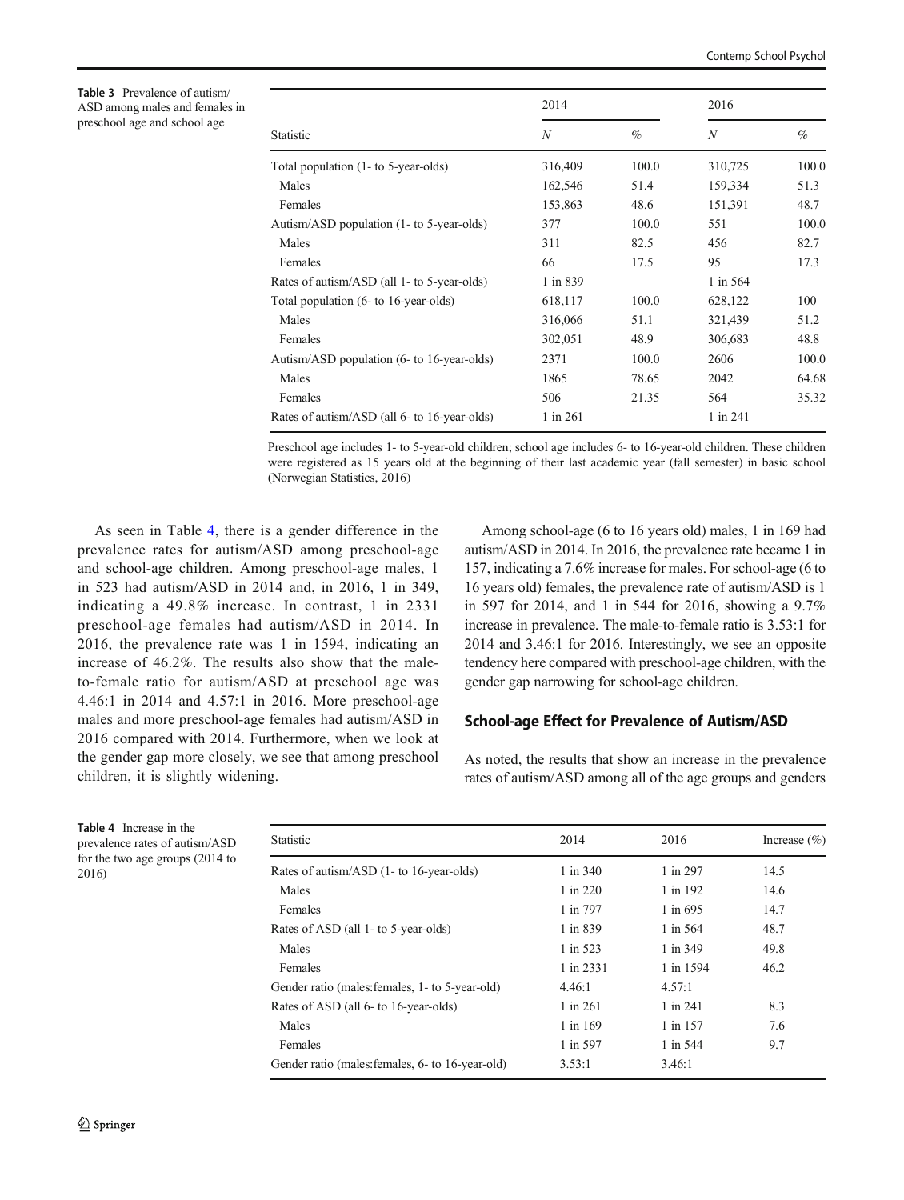**Table 3** Prevalence of autism/ASD among males and females in preschool age and school age

| Statistic | 2014 | | 2016 | |
|---|---|---|---|---|
| | *N* | % | *N* | % |
| Total population (1- to 5-year-olds) | 316,409 | 100.0 | 310,725 | 100.0 |
| Males | 162,546 | 51.4 | 159,334 | 51.3 |
| Females | 153,863 | 48.6 | 151,391 | 48.7 |
| Autism/ASD population (1- to 5-year-olds) | 377 | 100.0 | 551 | 100.0 |
| Males | 311 | 82.5 | 456 | 82.7 |
| Females | 66 | 17.5 | 95 | 17.3 |
| Rates of autism/ASD (all 1- to 5-year-olds) | 1 in 839 | | 1 in 564 | |
| Total population (6- to 16-year-olds) | 618,117 | 100.0 | 628,122 | 100 |
| Males | 316,066 | 51.1 | 321,439 | 51.2 |
| Females | 302,051 | 48.9 | 306,683 | 48.8 |
| Autism/ASD population (6- to 16-year-olds) | 2371 | 100.0 | 2606 | 100.0 |
| Males | 1865 | 78.65 | 2042 | 64.68 |
| Females | 506 | 21.35 | 564 | 35.32 |
| Rates of autism/ASD (all 6- to 16-year-olds) | 1 in 261 | | 1 in 241 | |

Preschool age includes 1- to 5-year-old children; school age includes 6- to 16-year-old children. These children were registered as 15 years old at the beginning of their last academic year (fall semester) in basic school (Norwegian Statistics, 2016)

As seen in Table 4, there is a gender difference in the prevalence rates for autism/ASD among preschool-age and school-age children. Among preschool-age males, 1 in 523 had autism/ASD in 2014 and, in 2016, 1 in 349, indicating a 49.8% increase. In contrast, 1 in 2331 preschool-age females had autism/ASD in 2014. In 2016, the prevalence rate was 1 in 1594, indicating an increase of 46.2%. The results also show that the male-to-female ratio for autism/ASD at preschool age was 4.46:1 in 2014 and 4.57:1 in 2016. More preschool-age males and more preschool-age females had autism/ASD in 2016 compared with 2014. Furthermore, when we look at the gender gap more closely, we see that among preschool children, it is slightly widening.

Among school-age (6 to 16 years old) males, 1 in 169 had autism/ASD in 2014. In 2016, the prevalence rate became 1 in 157, indicating a 7.6% increase for males. For school-age (6 to 16 years old) females, the prevalence rate of autism/ASD is 1 in 597 for 2014, and 1 in 544 for 2016, showing a 9.7% increase in prevalence. The male-to-female ratio is 3.53:1 for 2014 and 3.46:1 for 2016. Interestingly, we see an opposite tendency here compared with preschool-age children, with the gender gap narrowing for school-age children.

## School-age Effect for Prevalence of Autism/ASD

As noted, the results that show an increase in the prevalence rates of autism/ASD among all of the age groups and genders

**Table 4** Increase in the prevalence rates of autism/ASD for the two age groups (2014 to 2016)

| Statistic | 2014 | 2016 | Increase (%) |
|---|---|---|---|
| Rates of autism/ASD (1- to 16-year-olds) | 1 in 340 | 1 in 297 | 14.5 |
| Males | 1 in 220 | 1 in 192 | 14.6 |
| Females | 1 in 797 | 1 in 695 | 14.7 |
| Rates of ASD (all 1- to 5-year-olds) | 1 in 839 | 1 in 564 | 48.7 |
| Males | 1 in 523 | 1 in 349 | 49.8 |
| Females | 1 in 2331 | 1 in 1594 | 46.2 |
| Gender ratio (males:females, 1- to 5-year-old) | 4.46:1 | 4.57:1 | |
| Rates of ASD (all 6- to 16-year-olds) | 1 in 261 | 1 in 241 | 8.3 |
| Males | 1 in 169 | 1 in 157 | 7.6 |
| Females | 1 in 597 | 1 in 544 | 9.7 |
| Gender ratio (males:females, 6- to 16-year-old) | 3.53:1 | 3.46:1 | |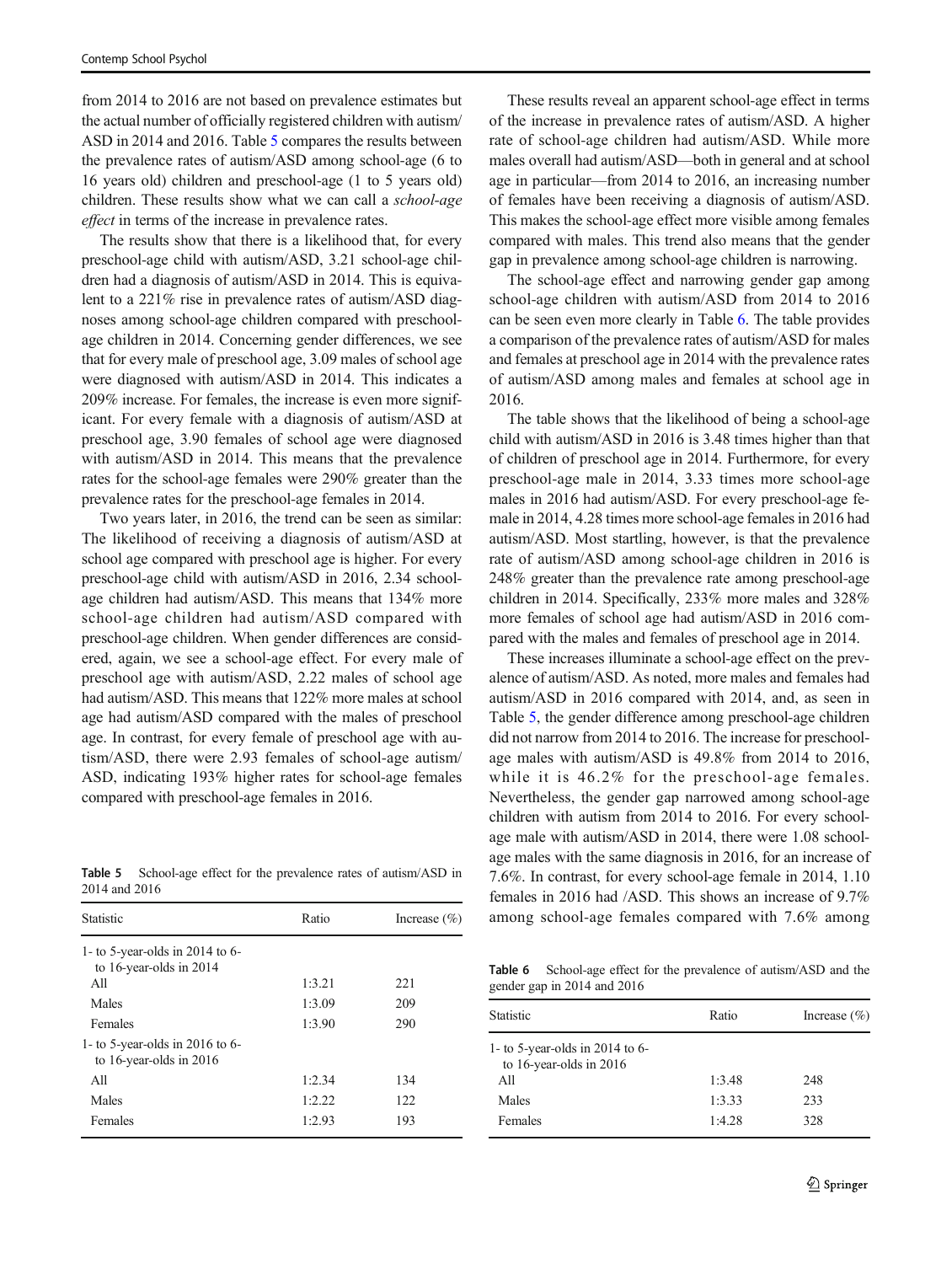from 2014 to 2016 are not based on prevalence estimates but the actual number of officially registered children with autism/ASD in 2014 and 2016. Table 5 compares the results between the prevalence rates of autism/ASD among school-age (6 to 16 years old) children and preschool-age (1 to 5 years old) children. These results show what we can call a *school-age effect* in terms of the increase in prevalence rates.

The results show that there is a likelihood that, for every preschool-age child with autism/ASD, 3.21 school-age children had a diagnosis of autism/ASD in 2014. This is equivalent to a 221% rise in prevalence rates of autism/ASD diagnoses among school-age children compared with preschool-age children in 2014. Concerning gender differences, we see that for every male of preschool age, 3.09 males of school age were diagnosed with autism/ASD in 2014. This indicates a 209% increase. For females, the increase is even more significant. For every female with a diagnosis of autism/ASD at preschool age, 3.90 females of school age were diagnosed with autism/ASD in 2014. This means that the prevalence rates for the school-age females were 290% greater than the prevalence rates for the preschool-age females in 2014.

Two years later, in 2016, the trend can be seen as similar: The likelihood of receiving a diagnosis of autism/ASD at school age compared with preschool age is higher. For every preschool-age child with autism/ASD in 2016, 2.34 school-age children had autism/ASD. This means that 134% more school-age children had autism/ASD compared with preschool-age children. When gender differences are considered, again, we see a school-age effect. For every male of preschool age with autism/ASD, 2.22 males of school age had autism/ASD. This means that 122% more males at school age had autism/ASD compared with the males of preschool age. In contrast, for every female of preschool age with autism/ASD, there were 2.93 females of school-age autism/ASD, indicating 193% higher rates for school-age females compared with preschool-age females in 2016.

**Table 5** School-age effect for the prevalence rates of autism/ASD in 2014 and 2016

| Statistic | Ratio | Increase (%) |
|---|---|---|
| 1- to 5-year-olds in 2014 to 6- to 16-year-olds in 2014 | | |
| All | 1:3.21 | 221 |
| Males | 1:3.09 | 209 |
| Females | 1:3.90 | 290 |
| 1- to 5-year-olds in 2016 to 6- to 16-year-olds in 2016 | | |
| All | 1:2.34 | 134 |
| Males | 1:2.22 | 122 |
| Females | 1:2.93 | 193 |

These results reveal an apparent school-age effect in terms of the increase in prevalence rates of autism/ASD. A higher rate of school-age children had autism/ASD. While more males overall had autism/ASD—both in general and at school age in particular—from 2014 to 2016, an increasing number of females have been receiving a diagnosis of autism/ASD. This makes the school-age effect more visible among females compared with males. This trend also means that the gender gap in prevalence among school-age children is narrowing.

The school-age effect and narrowing gender gap among school-age children with autism/ASD from 2014 to 2016 can be seen even more clearly in Table 6. The table provides a comparison of the prevalence rates of autism/ASD for males and females at preschool age in 2014 with the prevalence rates of autism/ASD among males and females at school age in 2016.

The table shows that the likelihood of being a school-age child with autism/ASD in 2016 is 3.48 times higher than that of children of preschool age in 2014. Furthermore, for every preschool-age male in 2014, 3.33 times more school-age males in 2016 had autism/ASD. For every preschool-age female in 2014, 4.28 times more school-age females in 2016 had autism/ASD. Most startling, however, is that the prevalence rate of autism/ASD among school-age children in 2016 is 248% greater than the prevalence rate among preschool-age children in 2014. Specifically, 233% more males and 328% more females of school age had autism/ASD in 2016 compared with the males and females of preschool age in 2014.

These increases illuminate a school-age effect on the prevalence of autism/ASD. As noted, more males and females had autism/ASD in 2016 compared with 2014, and, as seen in Table 5, the gender difference among preschool-age children did not narrow from 2014 to 2016. The increase for preschool-age males with autism/ASD is 49.8% from 2014 to 2016, while it is 46.2% for the preschool-age females. Nevertheless, the gender gap narrowed among school-age children with autism from 2014 to 2016. For every school-age male with autism/ASD in 2014, there were 1.08 school-age males with the same diagnosis in 2016, for an increase of 7.6%. In contrast, for every school-age female in 2014, 1.10 females in 2016 had /ASD. This shows an increase of 9.7% among school-age females compared with 7.6% among

**Table 6** School-age effect for the prevalence of autism/ASD and the gender gap in 2014 and 2016

| Statistic | Ratio | Increase (%) |
|---|---|---|
| 1- to 5-year-olds in 2014 to 6- to 16-year-olds in 2016 | | |
| All | 1:3.48 | 248 |
| Males | 1:3.33 | 233 |
| Females | 1:4.28 | 328 |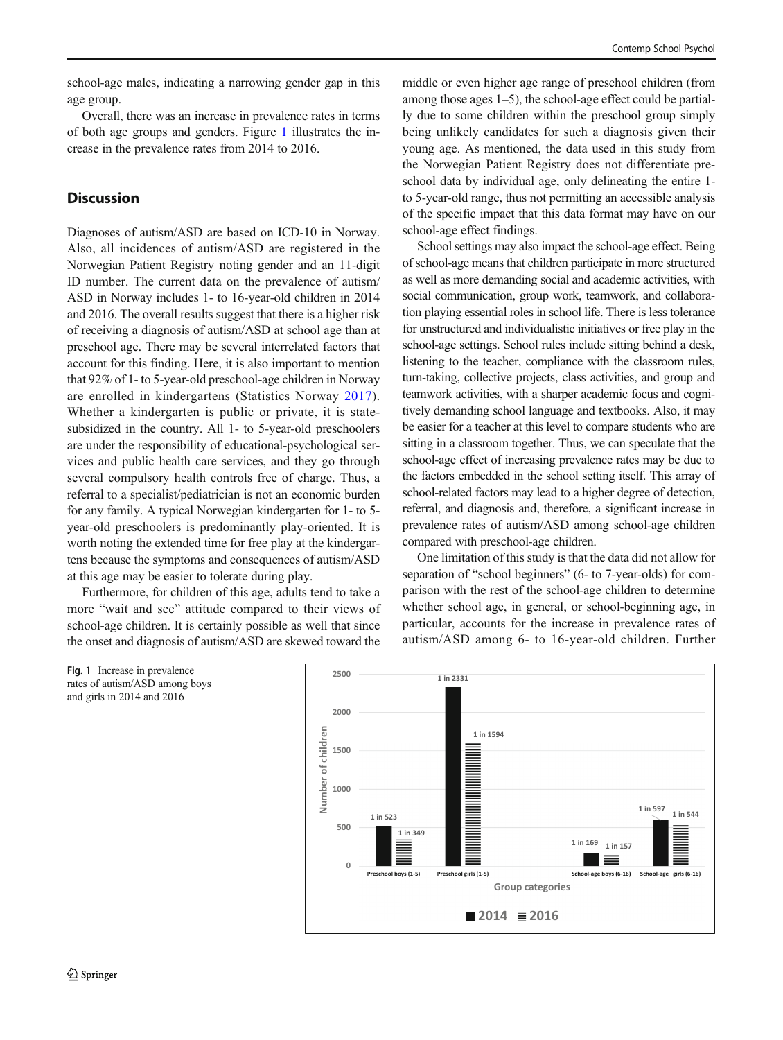school-age males, indicating a narrowing gender gap in this age group.

Overall, there was an increase in prevalence rates in terms of both age groups and genders. Figure 1 illustrates the increase in the prevalence rates from 2014 to 2016.

## Discussion

Diagnoses of autism/ASD are based on ICD-10 in Norway. Also, all incidences of autism/ASD are registered in the Norwegian Patient Registry noting gender and an 11-digit ID number. The current data on the prevalence of autism/ASD in Norway includes 1- to 16-year-old children in 2014 and 2016. The overall results suggest that there is a higher risk of receiving a diagnosis of autism/ASD at school age than at preschool age. There may be several interrelated factors that account for this finding. Here, it is also important to mention that 92% of 1- to 5-year-old preschool-age children in Norway are enrolled in kindergartens (Statistics Norway 2017). Whether a kindergarten is public or private, it is state-subsidized in the country. All 1- to 5-year-old preschoolers are under the responsibility of educational-psychological services and public health care services, and they go through several compulsory health controls free of charge. Thus, a referral to a specialist/pediatrician is not an economic burden for any family. A typical Norwegian kindergarten for 1- to 5-year-old preschoolers is predominantly play-oriented. It is worth noting the extended time for free play at the kindergartens because the symptoms and consequences of autism/ASD at this age may be easier to tolerate during play.

Furthermore, for children of this age, adults tend to take a more "wait and see" attitude compared to their views of school-age children. It is certainly possible as well that since the onset and diagnosis of autism/ASD are skewed toward the middle or even higher age range of preschool children (from among those ages 1–5), the school-age effect could be partially due to some children within the preschool group simply being unlikely candidates for such a diagnosis given their young age. As mentioned, the data used in this study from the Norwegian Patient Registry does not differentiate preschool data by individual age, only delineating the entire 1- to 5-year-old range, thus not permitting an accessible analysis of the specific impact that this data format may have on our school-age effect findings.

School settings may also impact the school-age effect. Being of school-age means that children participate in more structured as well as more demanding social and academic activities, with social communication, group work, teamwork, and collaboration playing essential roles in school life. There is less tolerance for unstructured and individualistic initiatives or free play in the school-age settings. School rules include sitting behind a desk, listening to the teacher, compliance with the classroom rules, turn-taking, collective projects, class activities, and group and teamwork activities, with a sharper academic focus and cognitively demanding school language and textbooks. Also, it may be easier for a teacher at this level to compare students who are sitting in a classroom together. Thus, we can speculate that the school-age effect of increasing prevalence rates may be due to the factors embedded in the school setting itself. This array of school-related factors may lead to a higher degree of detection, referral, and diagnosis and, therefore, a significant increase in prevalence rates of autism/ASD among school-age children compared with preschool-age children.

One limitation of this study is that the data did not allow for separation of "school beginners" (6- to 7-year-olds) for comparison with the rest of the school-age children to determine whether school age, in general, or school-beginning age, in particular, accounts for the increase in prevalence rates of autism/ASD among 6- to 16-year-old children. Further

| Group categories | 2014 | 2016 |
|---|---|---|
| Preschool boys (1-5) | 1 in 523 | 1 in 349 |
| Preschool girls (1-5) | 1 in 2331 | 1 in 1594 |
| School-age boys (6-16) | 1 in 169 | 1 in 157 |
| School-age girls (6-16) | 1 in 597 | 1 in 544 |

Fig. 1 Increase in prevalence rates of autism/ASD among boys and girls in 2014 and 2016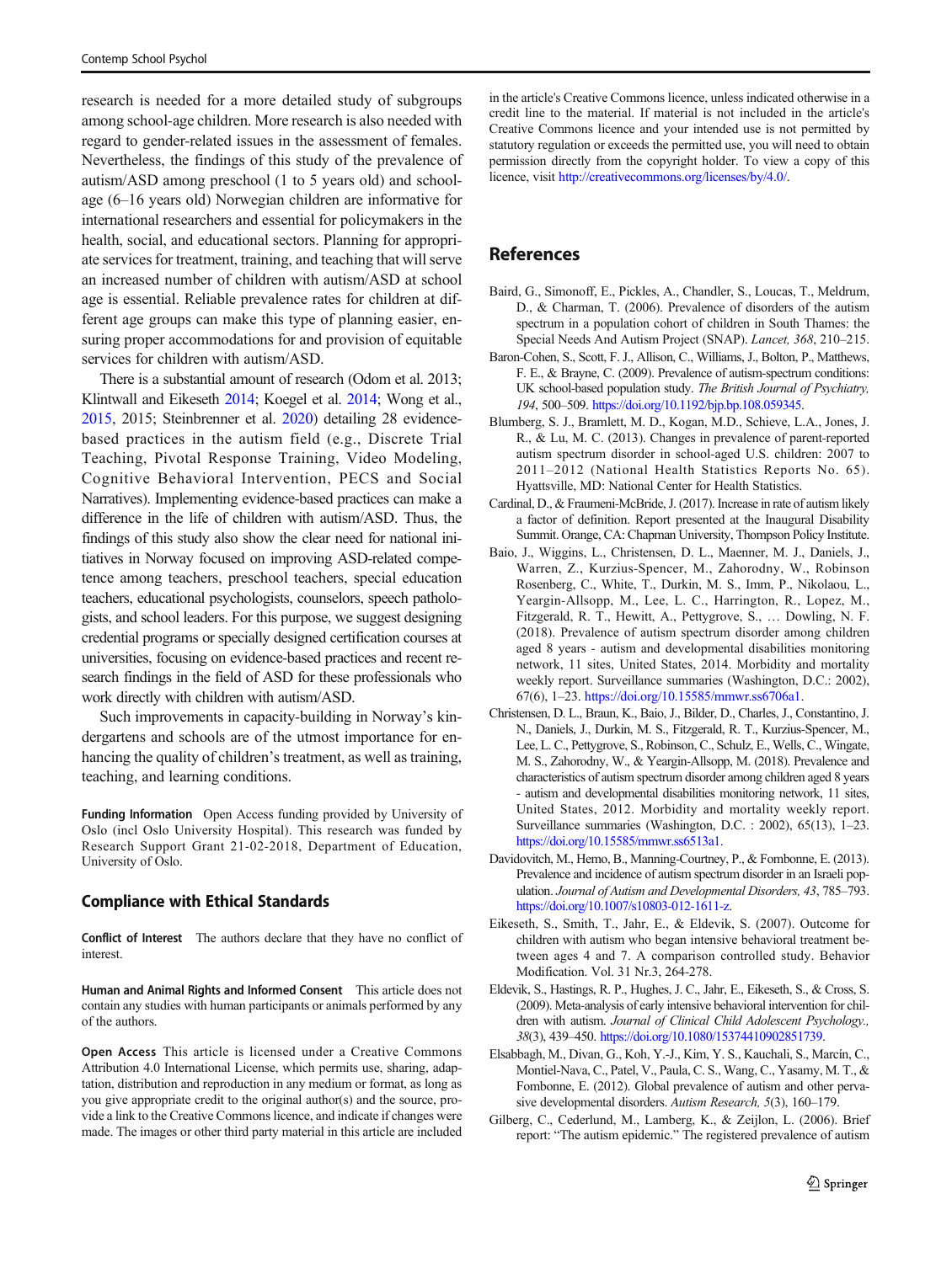research is needed for a more detailed study of subgroups among school-age children. More research is also needed with regard to gender-related issues in the assessment of females. Nevertheless, the findings of this study of the prevalence of autism/ASD among preschool (1 to 5 years old) and school-age (6–16 years old) Norwegian children are informative for international researchers and essential for policymakers in the health, social, and educational sectors. Planning for appropriate services for treatment, training, and teaching that will serve an increased number of children with autism/ASD at school age is essential. Reliable prevalence rates for children at different age groups can make this type of planning easier, ensuring proper accommodations for and provision of equitable services for children with autism/ASD.

There is a substantial amount of research (Odom et al. 2013; Klintwall and Eikeseth 2014; Koegel et al. 2014; Wong et al., 2015, 2015; Steinbrenner et al. 2020) detailing 28 evidence-based practices in the autism field (e.g., Discrete Trial Teaching, Pivotal Response Training, Video Modeling, Cognitive Behavioral Intervention, PECS and Social Narratives). Implementing evidence-based practices can make a difference in the life of children with autism/ASD. Thus, the findings of this study also show the clear need for national initiatives in Norway focused on improving ASD-related competence among teachers, preschool teachers, special education teachers, educational psychologists, counselors, speech pathologists, and school leaders. For this purpose, we suggest designing credential programs or specially designed certification courses at universities, focusing on evidence-based practices and recent research findings in the field of ASD for these professionals who work directly with children with autism/ASD.

Such improvements in capacity-building in Norway's kindergartens and schools are of the utmost importance for enhancing the quality of children's treatment, as well as training, teaching, and learning conditions.

**Funding Information** Open Access funding provided by University of Oslo (incl Oslo University Hospital). This research was funded by Research Support Grant 21-02-2018, Department of Education, University of Oslo.

## Compliance with Ethical Standards

**Conflict of Interest** The authors declare that they have no conflict of interest.

**Human and Animal Rights and Informed Consent** This article does not contain any studies with human participants or animals performed by any of the authors.

**Open Access** This article is licensed under a Creative Commons Attribution 4.0 International License, which permits use, sharing, adaptation, distribution and reproduction in any medium or format, as long as you give appropriate credit to the original author(s) and the source, provide a link to the Creative Commons licence, and indicate if changes were made. The images or other third party material in this article are included in the article's Creative Commons licence, unless indicated otherwise in a credit line to the material. If material is not included in the article's Creative Commons licence and your intended use is not permitted by statutory regulation or exceeds the permitted use, you will need to obtain permission directly from the copyright holder. To view a copy of this licence, visit http://creativecommons.org/licenses/by/4.0/.

## References

Baird, G., Simonoff, E., Pickles, A., Chandler, S., Loucas, T., Meldrum, D., & Charman, T. (2006). Prevalence of disorders of the autism spectrum in a population cohort of children in South Thames: the Special Needs And Autism Project (SNAP). *Lancet, 368*, 210–215.

Baron-Cohen, S., Scott, F. J., Allison, C., Williams, J., Bolton, P., Matthews, F. E., & Brayne, C. (2009). Prevalence of autism-spectrum conditions: UK school-based population study. *The British Journal of Psychiatry, 194*, 500–509. https://doi.org/10.1192/bjp.bp.108.059345.

Blumberg, S. J., Bramlett, M. D., Kogan, M.D., Schieve, L.A., Jones, J. R., & Lu, M. C. (2013). Changes in prevalence of parent-reported autism spectrum disorder in school-aged U.S. children: 2007 to 2011–2012 (National Health Statistics Reports No. 65). Hyattsville, MD: National Center for Health Statistics.

Cardinal, D., & Fraumeni-McBride, J. (2017). Increase in rate of autism likely a factor of definition. Report presented at the Inaugural Disability Summit. Orange, CA: Chapman University, Thompson Policy Institute.

Baio, J., Wiggins, L., Christensen, D. L., Maenner, M. J., Daniels, J., Warren, Z., Kurzius-Spencer, M., Zahorodny, W., Robinson Rosenberg, C., White, T., Durkin, M. S., Imm, P., Nikolaou, L., Yeargin-Allsopp, M., Lee, L. C., Harrington, R., Lopez, M., Fitzgerald, R. T., Hewitt, A., Pettygrove, S., … Dowling, N. F. (2018). Prevalence of autism spectrum disorder among children aged 8 years - autism and developmental disabilities monitoring network, 11 sites, United States, 2014. Morbidity and mortality weekly report. Surveillance summaries (Washington, D.C.: 2002), 67(6), 1–23. https://doi.org/10.15585/mmwr.ss6706a1.

Christensen, D. L., Braun, K., Baio, J., Bilder, D., Charles, J., Constantino, J. N., Daniels, J., Durkin, M. S., Fitzgerald, R. T., Kurzius-Spencer, M., Lee, L. C., Pettygrove, S., Robinson, C., Schulz, E., Wells, C., Wingate, M. S., Zahorodny, W., & Yeargin-Allsopp, M. (2018). Prevalence and characteristics of autism spectrum disorder among children aged 8 years - autism and developmental disabilities monitoring network, 11 sites, United States, 2012. Morbidity and mortality weekly report. Surveillance summaries (Washington, D.C. : 2002), 65(13), 1–23. https://doi.org/10.15585/mmwr.ss6513a1.

Davidovitch, M., Hemo, B., Manning-Courtney, P., & Fombonne, E. (2013). Prevalence and incidence of autism spectrum disorder in an Israeli population. *Journal of Autism and Developmental Disorders, 43*, 785–793. https://doi.org/10.1007/s10803-012-1611-z.

Eikeseth, S., Smith, T., Jahr, E., & Eldevik, S. (2007). Outcome for children with autism who began intensive behavioral treatment between ages 4 and 7. A comparison controlled study. Behavior Modification. Vol. 31 Nr.3, 264-278.

Eldevik, S., Hastings, R. P., Hughes, J. C., Jahr, E., Eikeseth, S., & Cross, S. (2009). Meta-analysis of early intensive behavioral intervention for children with autism. *Journal of Clinical Child Adolescent Psychology., 38*(3), 439–450. https://doi.org/10.1080/15374410902851739.

Elsabbagh, M., Divan, G., Koh, Y.-J., Kim, Y. S., Kauchali, S., Marcín, C., Montiel-Nava, C., Patel, V., Paula, C. S., Wang, C., Yasamy, M. T., & Fombonne, E. (2012). Global prevalence of autism and other pervasive developmental disorders. *Autism Research, 5*(3), 160–179.

Gilberg, C., Cederlund, M., Lamberg, K., & Zeijlon, L. (2006). Brief report: "The autism epidemic." The registered prevalence of autism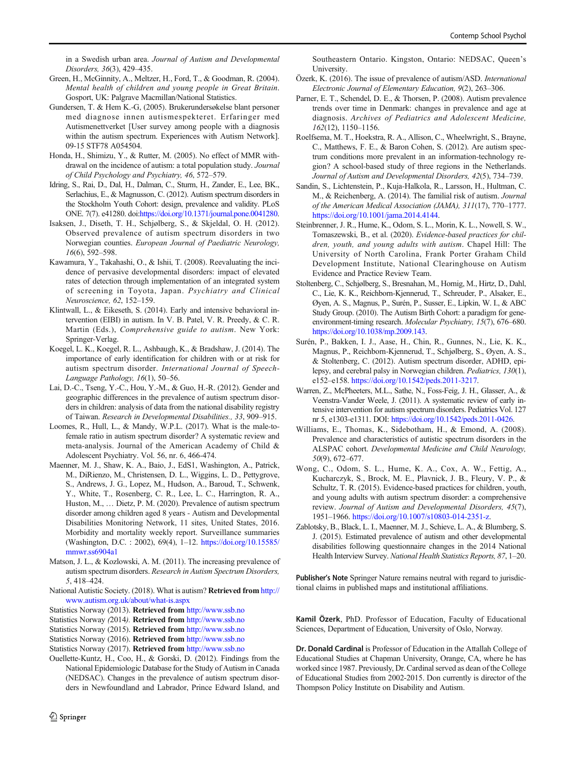in a Swedish urban area. *Journal of Autism and Developmental Disorders, 36*(3), 429–435.

Green, H., McGinnity, A., Meltzer, H., Ford, T., & Goodman, R. (2004). *Mental health of children and young people in Great Britain*. Gosport, UK: Palgrave Macmillan/National Statistics.

Gundersen, T. & Hem K.-G, (2005). Brukerundersøkelse blant personer med diagnose innen autismespekteret. Erfaringer med Autismenettverket [User survey among people with a diagnosis within the autism spectrum. Experiences with Autism Network]. 09-15 STF78 A054504.

Honda, H., Shimizu, Y., & Rutter, M. (2005). No effect of MMR withdrawal on the incidence of autism: a total population study. *Journal of Child Psychology and Psychiatry, 46*, 572–579.

Idring, S., Rai, D., Dal, H., Dalman, C., Sturm, H., Zander, E., Lee, BK., Serlachius, E., & Magnusson, C. (2012). Autism spectrum disorders in the Stockholm Youth Cohort: design, prevalence and validity. PLoS ONE. 7(7). e41280. doi:https://doi.org/10.1371/journal.pone.0041280.

Isaksen, J., Diseth, T. H., Schjølberg, S., & Skjeldal, O. H. (2012). Observed prevalence of autism spectrum disorders in two Norwegian counties. *European Journal of Paediatric Neurology, 16*(6), 592–598.

Kawamura, Y., Takahashi, O., & Ishii, T. (2008). Reevaluating the incidence of pervasive developmental disorders: impact of elevated rates of detection through implementation of an integrated system of screening in Toyota, Japan. *Psychiatry and Clinical Neuroscience, 62*, 152–159.

Klintwall, L., & Eikeseth, S. (2014). Early and intensive behavioral intervention (EIBI) in autism. In V. B. Patel, V. R. Preedy, & C. R. Martin (Eds.), *Comprehensive guide to autism*. New York: Springer-Verlag.

Koegel, L. K., Koegel, R. L., Ashbaugh, K., & Bradshaw, J. (2014). The importance of early identification for children with or at risk for autism spectrum disorder. *International Journal of Speech-Language Pathology, 16*(1), 50–56.

Lai, D.-C., Tseng, Y.-C., Hou, Y.-M., & Guo, H.-R. (2012). Gender and geographic differences in the prevalence of autism spectrum disorders in children: analysis of data from the national disability registry of Taiwan. *Research in Developmental Disabilities., 33*, 909–915.

Loomes, R., Hull, L., & Mandy, W.P.L. (2017). What is the male-to-female ratio in autism spectrum disorder? A systematic review and meta-analysis. Journal of the American Academy of Child & Adolescent Psychiatry. Vol. 56, nr. 6, 466-474.

Maenner, M. J., Shaw, K. A., Baio, J., EdS1, Washington, A., Patrick, M., DiRienzo, M., Christensen, D. L., Wiggins, L. D., Pettygrove, S., Andrews, J. G., Lopez, M., Hudson, A., Baroud, T., Schwenk, Y., White, T., Rosenberg, C. R., Lee, L. C., Harrington, R. A., Huston, M., … Dietz, P. M. (2020). Prevalence of autism spectrum disorder among children aged 8 years - Autism and Developmental Disabilities Monitoring Network, 11 sites, United States, 2016. Morbidity and mortality weekly report. Surveillance summaries (Washington, D.C. : 2002), 69(4), 1–12. https://doi.org/10.15585/mmwr.ss6904a1

Matson, J. L., & Kozlowski, A. M. (2011). The increasing prevalence of autism spectrum disorders. *Research in Autism Spectrum Disorders, 5*, 418–424.

National Autistic Society. (2018). What is autism? **Retrieved from** http://www.autism.org.uk/about/what-is.aspx

Statistics Norway (2013). **Retrieved from** http://www.ssb.no

Statistics Norway *(*2014*)*. **Retrieved from** http://www.ssb.no

Statistics Norway (2015). **Retrieved from** http://www.ssb.no

Statistics Norway (2016). **Retrieved from** http://www.ssb.no

Statistics Norway (2017). **Retrieved from** http://www.ssb.no

Ouellette-Kuntz, H., Coo, H., & Gorski, D. (2012). Findings from the National Epidemiologic Database for the Study of Autism in Canada (NEDSAC). Changes in the prevalence of autism spectrum disorders in Newfoundland and Labrador, Prince Edward Island, and Southeastern Ontario. Kingston, Ontario: NEDSAC, Queen's University.

Özerk, K. (2016). The issue of prevalence of autism/ASD. *International Electronic Journal of Elementary Education, 9*(2), 263–306.

Parner, E. T., Schendel, D. E., & Thorsen, P. (2008). Autism prevalence trends over time in Denmark: changes in prevalence and age at diagnosis. *Archives of Pediatrics and Adolescent Medicine, 162*(12), 1150–1156.

Roelfsema, M. T., Hoekstra, R. A., Allison, C., Wheelwright, S., Brayne, C., Matthews, F. E., & Baron Cohen, S. (2012). Are autism spectrum conditions more prevalent in an information-technology region? A school-based study of three regions in the Netherlands. *Journal of Autism and Developmental Disorders, 42*(5), 734–739.

Sandin, S., Lichtenstein, P., Kuja-Halkola, R., Larsson, H., Hultman, C. M., & Reichenberg, A. (2014). The familial risk of autism. *Journal of the American Medical Association (JAMA), 311*(17), 770–1777. https://doi.org/10.1001/jama.2014.4144.

Steinbrenner, J. R., Hume, K., Odom, S. L., Morin, K. L., Nowell, S. W., Tomaszewski, B., et al. (2020). *Evidence-based practices for children, youth, and young adults with autism*. Chapel Hill: The University of North Carolina, Frank Porter Graham Child Development Institute, National Clearinghouse on Autism Evidence and Practice Review Team.

Stoltenberg, C., Schjølberg, S., Bresnahan, M., Hornig, M., Hirtz, D., Dahl, C., Lie, K. K., Reichborn-Kjennerud, T., Schreuder, P., Alsaker, E., Øyen, A. S., Magnus, P., Surén, P., Susser, E., Lipkin, W. I., & ABC Study Group. (2010). The Autism Birth Cohort: a paradigm for gene-environment-timing research. *Molecular Psychiatry, 15*(7), 676–680. https://doi.org/10.1038/mp.2009.143.

Surén, P., Bakken, I. J., Aase, H., Chin, R., Gunnes, N., Lie, K. K., Magnus, P., Reichborn-Kjennerud, T., Schjølberg, S., Øyen, A. S., & Stoltenberg, C. (2012). Autism spectrum disorder, ADHD, epilepsy, and cerebral palsy in Norwegian children. *Pediatrics, 130*(1), e152–e158. https://doi.org/10.1542/peds.2011-3217.

Warren, Z., McPheeters, M.L., Sathe, N., Foss-Feig, J. H., Glasser, A., & Veenstra-Vander Weele, J. (2011). A systematic review of early intensive intervention for autism spectrum disorders. Pediatrics Vol. 127 nr 5, e1303-e1311. DOI: https://doi.org/10.1542/peds.2011-0426.

Williams, E., Thomas, K., Sidebotham, H., & Emond, A. (2008). Prevalence and characteristics of autistic spectrum disorders in the ALSPAC cohort. *Developmental Medicine and Child Neurology, 50*(9), 672–677.

Wong, C., Odom, S. L., Hume, K. A., Cox, A. W., Fettig, A., Kucharczyk, S., Brock, M. E., Plavnick, J. B., Fleury, V. P., & Schultz, T. R. (2015). Evidence-based practices for children, youth, and young adults with autism spectrum disorder: a comprehensive review. *Journal of Autism and Developmental Disorders, 45*(7), 1951–1966. https://doi.org/10.1007/s10803-014-2351-z.

Zablotsky, B., Black, L. I., Maenner, M. J., Schieve, L. A., & Blumberg, S. J. (2015). Estimated prevalence of autism and other developmental disabilities following questionnaire changes in the 2014 National Health Interview Survey. *National Health Statistics Reports, 87*, 1–20.

**Publisher's Note** Springer Nature remains neutral with regard to jurisdictional claims in published maps and institutional affiliations.

**Kamil Özerk**, PhD. Professor of Education, Faculty of Educational Sciences, Department of Education, University of Oslo, Norway.

**Dr. Donald Cardinal** is Professor of Education in the Attallah College of Educational Studies at Chapman University, Orange, CA, where he has worked since 1987. Previously, Dr. Cardinal served as dean of the College of Educational Studies from 2002-2015. Don currently is director of the Thompson Policy Institute on Disability and Autism.